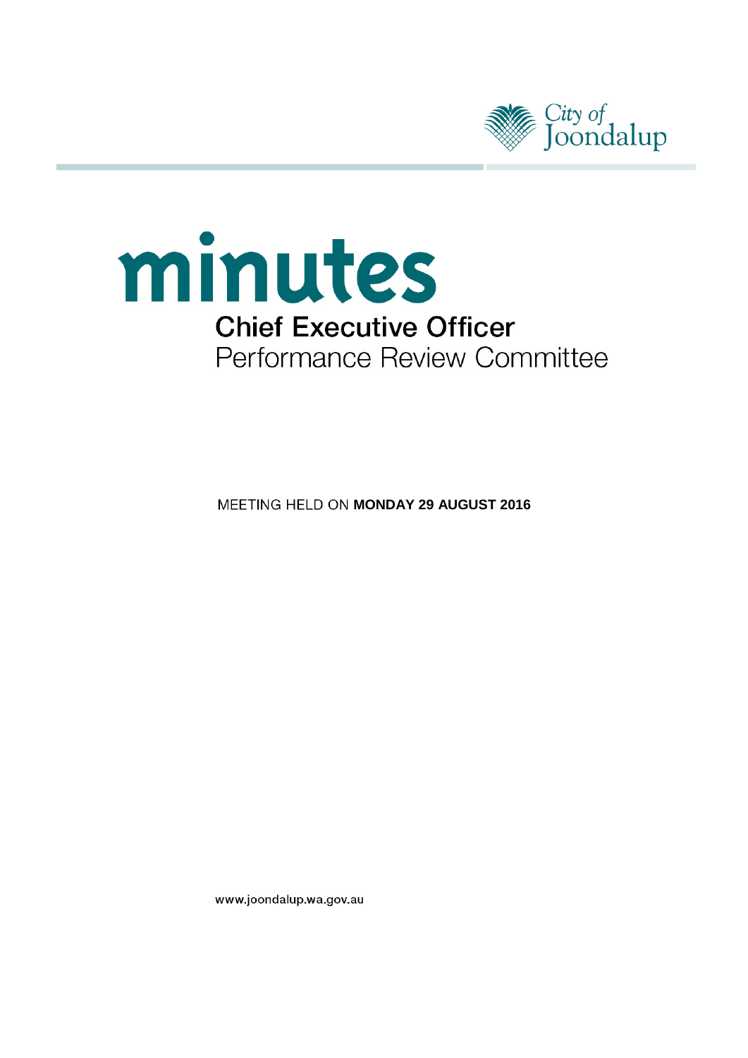City of Joondalup

# minutes

## Chief Executive Officer Performance Review Committee

MEETING HELD ON **MONDAY 29 AUGUST 2016**

www.joondalup.wa.gov.au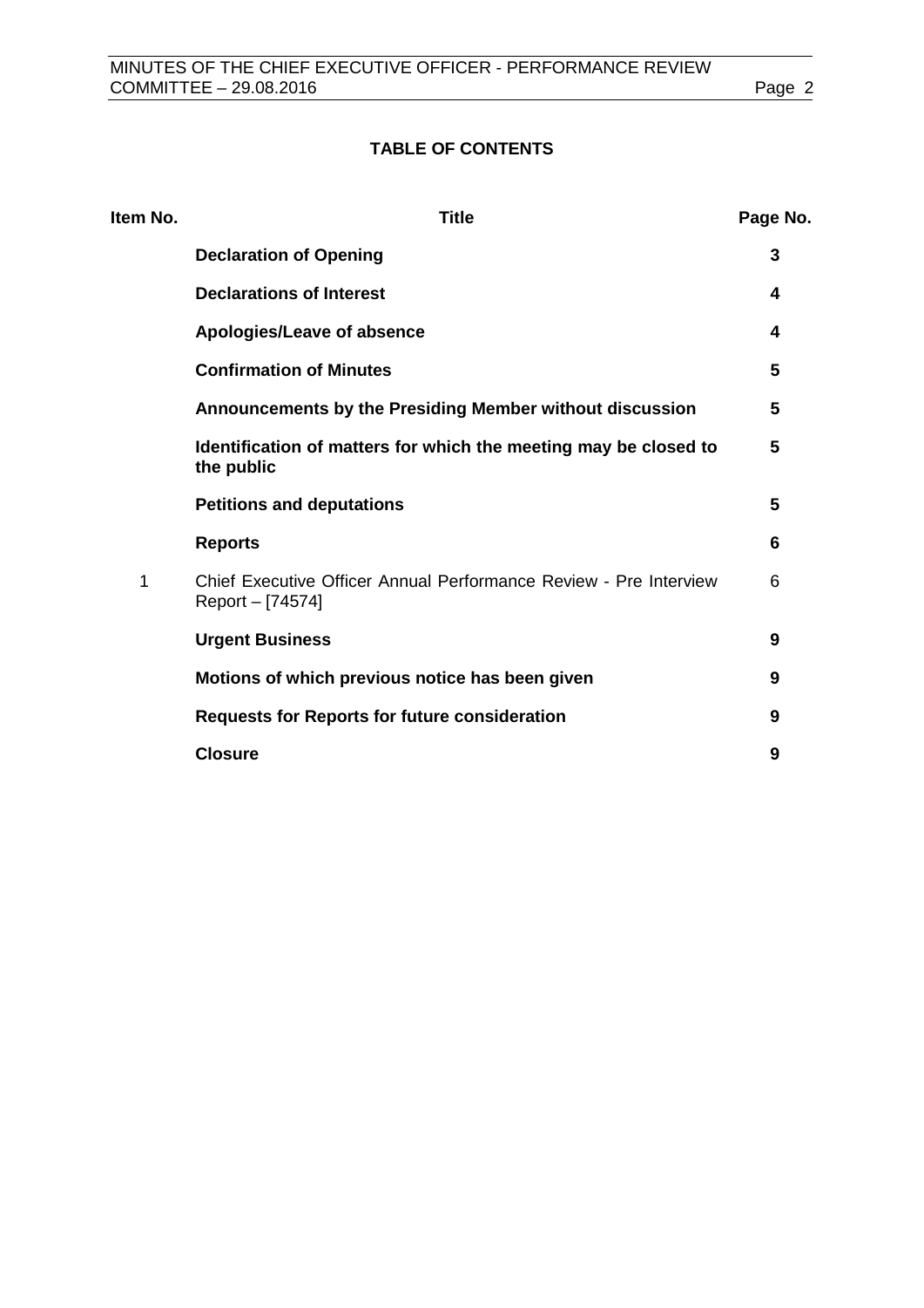**TABLE OF CONTENTS**

| Item No. | Title | Page No. |
|---|---|---|
| | **Declaration of Opening** | **3** |
| | **Declarations of Interest** | **4** |
| | **Apologies/Leave of absence** | **4** |
| | **Confirmation of Minutes** | **5** |
| | **Announcements by the Presiding Member without discussion** | **5** |
| | **Identification of matters for which the meeting may be closed to the public** | **5** |
| | **Petitions and deputations** | **5** |
| | **Reports** | **6** |
| 1 | Chief Executive Officer Annual Performance Review - Pre Interview Report – [74574] | 6 |
| | **Urgent Business** | **9** |
| | **Motions of which previous notice has been given** | **9** |
| | **Requests for Reports for future consideration** | **9** |
| | **Closure** | **9** |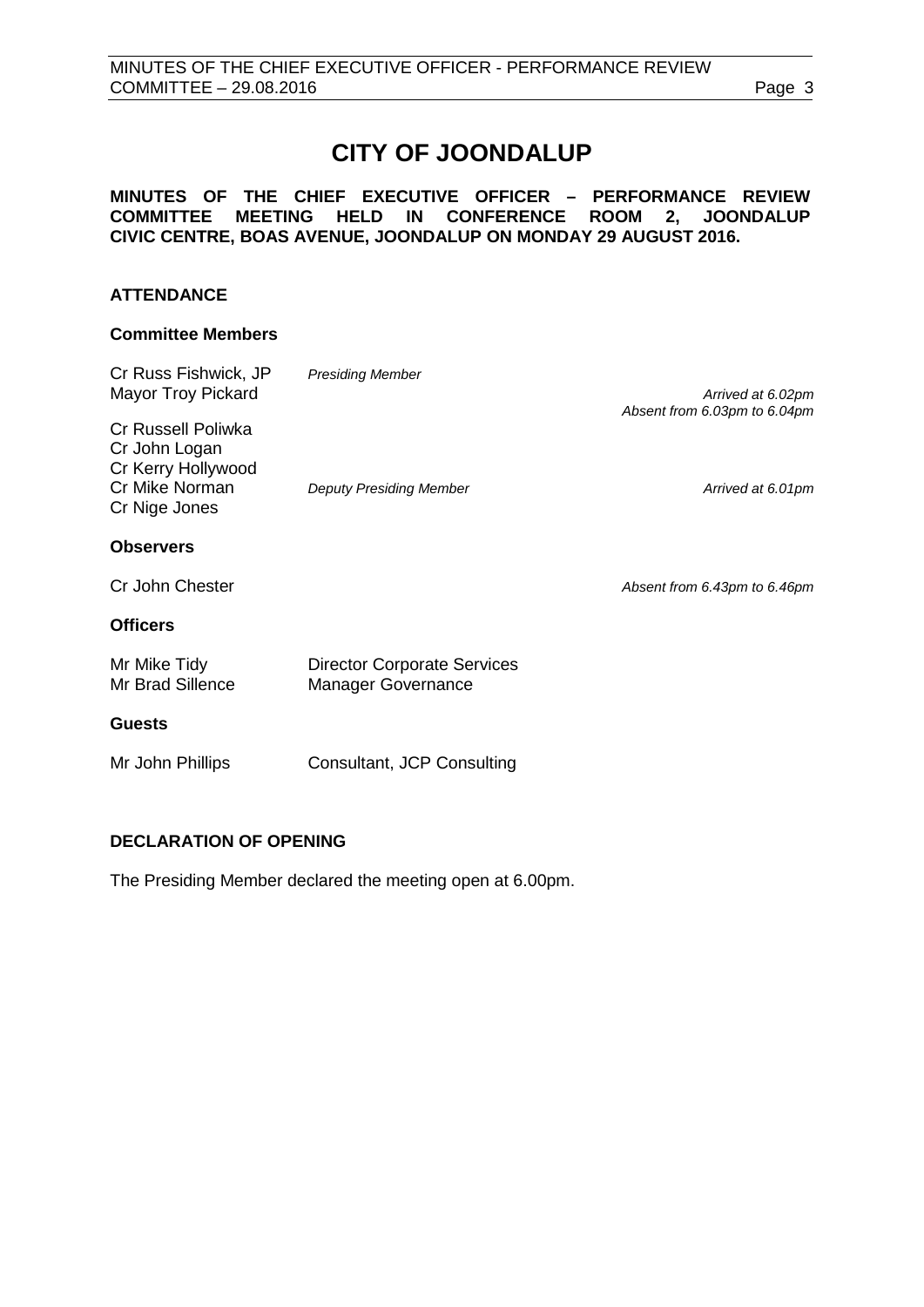# CITY OF JOONDALUP

**MINUTES OF THE CHIEF EXECUTIVE OFFICER – PERFORMANCE REVIEW COMMITTEE MEETING HELD IN CONFERENCE ROOM 2, JOONDALUP CIVIC CENTRE, BOAS AVENUE, JOONDALUP ON MONDAY 29 AUGUST 2016.**

## ATTENDANCE

### Committee Members

| | | |
|---|---|---|
| Cr Russ Fishwick, JP | *Presiding Member* | |
| Mayor Troy Pickard | | *Arrived at 6.02pm* <br> *Absent from 6.03pm to 6.04pm* |
| Cr Russell Poliwka | | |
| Cr John Logan | | |
| Cr Kerry Hollywood | | |
| Cr Mike Norman | *Deputy Presiding Member* | *Arrived at 6.01pm* |
| Cr Nige Jones | | |

### Observers

| | |
|---|---|
| Cr John Chester | *Absent from 6.43pm to 6.46pm* |

### Officers

| | |
|---|---|
| Mr Mike Tidy | Director Corporate Services |
| Mr Brad Sillence | Manager Governance |

### Guests

| | |
|---|---|
| Mr John Phillips | Consultant, JCP Consulting |

## DECLARATION OF OPENING

The Presiding Member declared the meeting open at 6.00pm.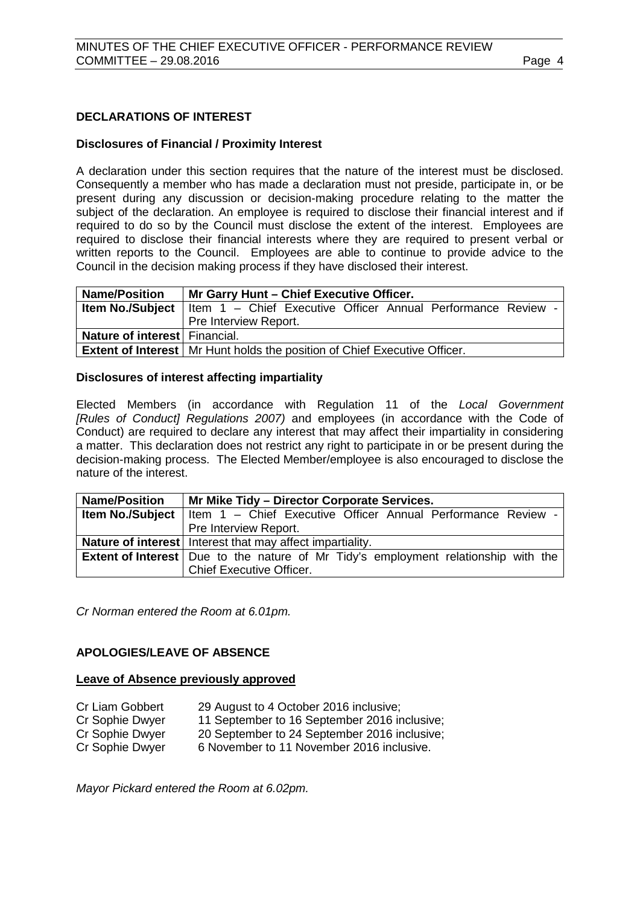## DECLARATIONS OF INTEREST

### Disclosures of Financial / Proximity Interest

A declaration under this section requires that the nature of the interest must be disclosed. Consequently a member who has made a declaration must not preside, participate in, or be present during any discussion or decision-making procedure relating to the matter the subject of the declaration. An employee is required to disclose their financial interest and if required to do so by the Council must disclose the extent of the interest. Employees are required to disclose their financial interests where they are required to present verbal or written reports to the Council. Employees are able to continue to provide advice to the Council in the decision making process if they have disclosed their interest.

| **Name/Position** | **Mr Garry Hunt – Chief Executive Officer.** |
|---|---|
| **Item No./Subject** | Item 1 – Chief Executive Officer Annual Performance Review - Pre Interview Report. |
| **Nature of interest** | Financial. |
| **Extent of Interest** | Mr Hunt holds the position of Chief Executive Officer. |

### Disclosures of interest affecting impartiality

Elected Members (in accordance with Regulation 11 of the *Local Government [Rules of Conduct] Regulations 2007)* and employees (in accordance with the Code of Conduct) are required to declare any interest that may affect their impartiality in considering a matter. This declaration does not restrict any right to participate in or be present during the decision-making process. The Elected Member/employee is also encouraged to disclose the nature of the interest.

| **Name/Position** | **Mr Mike Tidy – Director Corporate Services.** |
|---|---|
| **Item No./Subject** | Item 1 – Chief Executive Officer Annual Performance Review - Pre Interview Report. |
| **Nature of interest** | Interest that may affect impartiality. |
| **Extent of Interest** | Due to the nature of Mr Tidy's employment relationship with the Chief Executive Officer. |

*Cr Norman entered the Room at 6.01pm.*

## APOLOGIES/LEAVE OF ABSENCE

**Leave of Absence previously approved**

Cr Liam Gobbert 29 August to 4 October 2016 inclusive;
Cr Sophie Dwyer 11 September to 16 September 2016 inclusive;
Cr Sophie Dwyer 20 September to 24 September 2016 inclusive;
Cr Sophie Dwyer 6 November to 11 November 2016 inclusive.

*Mayor Pickard entered the Room at 6.02pm.*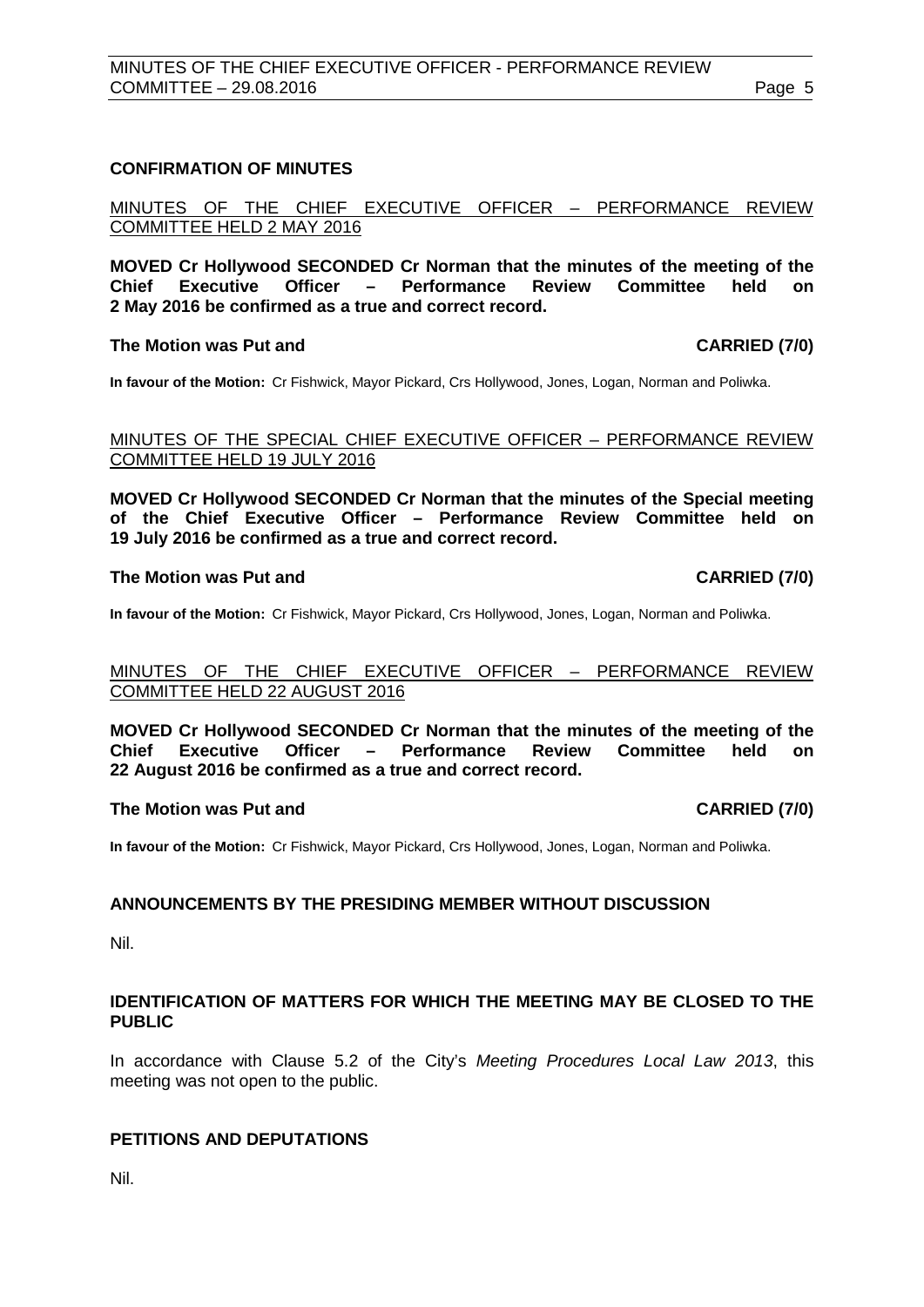## CONFIRMATION OF MINUTES

MINUTES OF THE CHIEF EXECUTIVE OFFICER – PERFORMANCE REVIEW COMMITTEE HELD 2 MAY 2016

**MOVED Cr Hollywood SECONDED Cr Norman that the minutes of the meeting of the Chief Executive Officer – Performance Review Committee held on 2 May 2016 be confirmed as a true and correct record.**

**The Motion was Put and CARRIED (7/0)**

**In favour of the Motion:** Cr Fishwick, Mayor Pickard, Crs Hollywood, Jones, Logan, Norman and Poliwka.

MINUTES OF THE SPECIAL CHIEF EXECUTIVE OFFICER – PERFORMANCE REVIEW COMMITTEE HELD 19 JULY 2016

**MOVED Cr Hollywood SECONDED Cr Norman that the minutes of the Special meeting of the Chief Executive Officer – Performance Review Committee held on 19 July 2016 be confirmed as a true and correct record.**

**The Motion was Put and CARRIED (7/0)**

**In favour of the Motion:** Cr Fishwick, Mayor Pickard, Crs Hollywood, Jones, Logan, Norman and Poliwka.

MINUTES OF THE CHIEF EXECUTIVE OFFICER – PERFORMANCE REVIEW COMMITTEE HELD 22 AUGUST 2016

**MOVED Cr Hollywood SECONDED Cr Norman that the minutes of the meeting of the Chief Executive Officer – Performance Review Committee held on 22 August 2016 be confirmed as a true and correct record.**

**The Motion was Put and CARRIED (7/0)**

**In favour of the Motion:** Cr Fishwick, Mayor Pickard, Crs Hollywood, Jones, Logan, Norman and Poliwka.

## ANNOUNCEMENTS BY THE PRESIDING MEMBER WITHOUT DISCUSSION

Nil.

## IDENTIFICATION OF MATTERS FOR WHICH THE MEETING MAY BE CLOSED TO THE PUBLIC

In accordance with Clause 5.2 of the City's *Meeting Procedures Local Law 2013*, this meeting was not open to the public.

## PETITIONS AND DEPUTATIONS

Nil.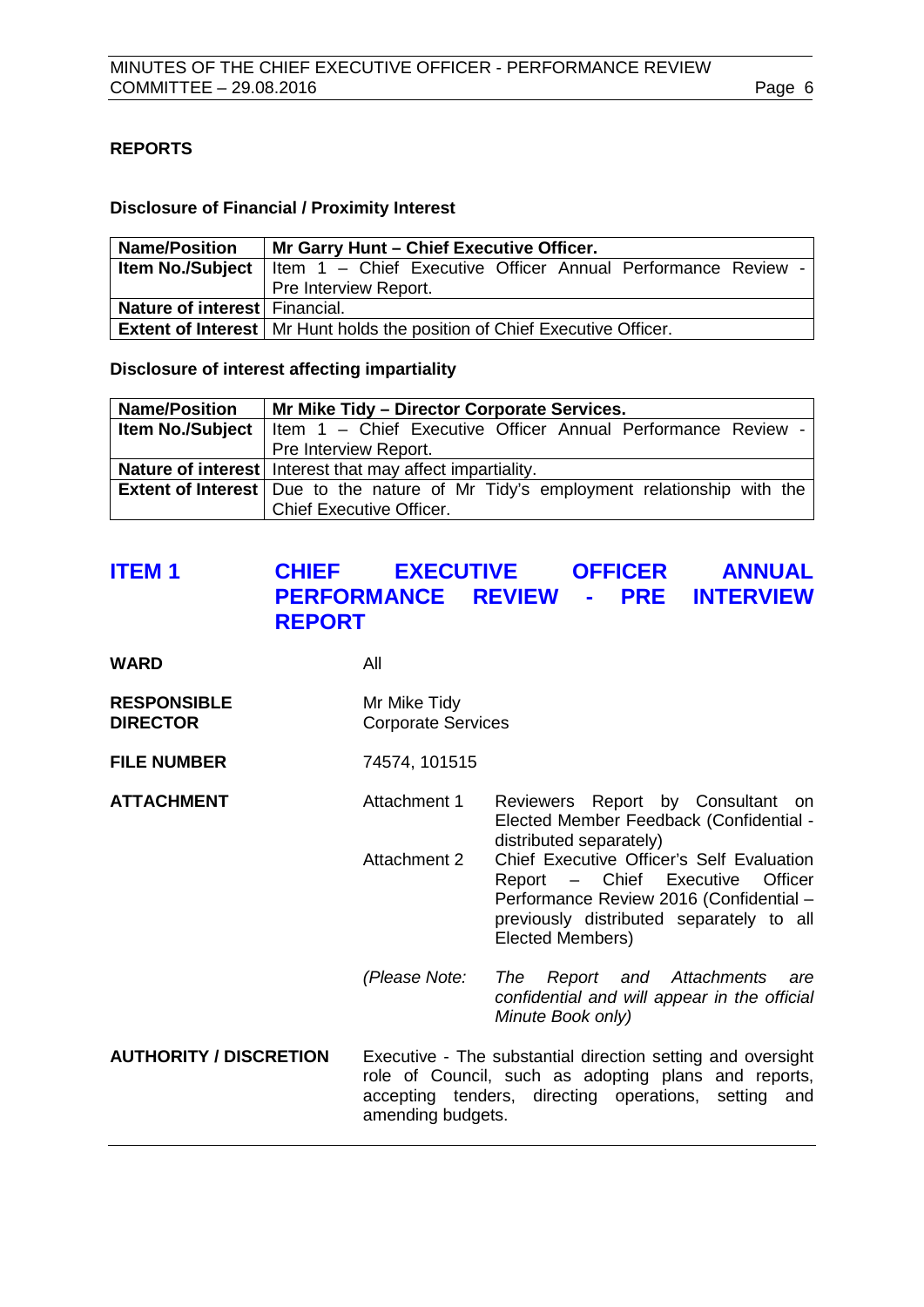## REPORTS

### Disclosure of Financial / Proximity Interest

| Name/Position | Mr Garry Hunt – Chief Executive Officer. |
|---|---|
| **Item No./Subject** | Item 1 – Chief Executive Officer Annual Performance Review - Pre Interview Report. |
| **Nature of interest** | Financial. |
| **Extent of Interest** | Mr Hunt holds the position of Chief Executive Officer. |

### Disclosure of interest affecting impartiality

| Name/Position | Mr Mike Tidy – Director Corporate Services. |
|---|---|
| **Item No./Subject** | Item 1 – Chief Executive Officer Annual Performance Review - Pre Interview Report. |
| **Nature of interest** | Interest that may affect impartiality. |
| **Extent of Interest** | Due to the nature of Mr Tidy's employment relationship with the Chief Executive Officer. |

## ITEM 1 CHIEF EXECUTIVE OFFICER ANNUAL PERFORMANCE REVIEW - PRE INTERVIEW REPORT

**WARD** All

**RESPONSIBLE DIRECTOR** Mr Mike Tidy
Corporate Services

**FILE NUMBER** 74574, 101515

**ATTACHMENT**

Attachment 1 Reviewers Report by Consultant on Elected Member Feedback (Confidential - distributed separately)

Attachment 2 Chief Executive Officer's Self Evaluation Report – Chief Executive Officer Performance Review 2016 (Confidential – previously distributed separately to all Elected Members)

*(Please Note: The Report and Attachments are confidential and will appear in the official Minute Book only)*

**AUTHORITY / DISCRETION** Executive - The substantial direction setting and oversight role of Council, such as adopting plans and reports, accepting tenders, directing operations, setting and amending budgets.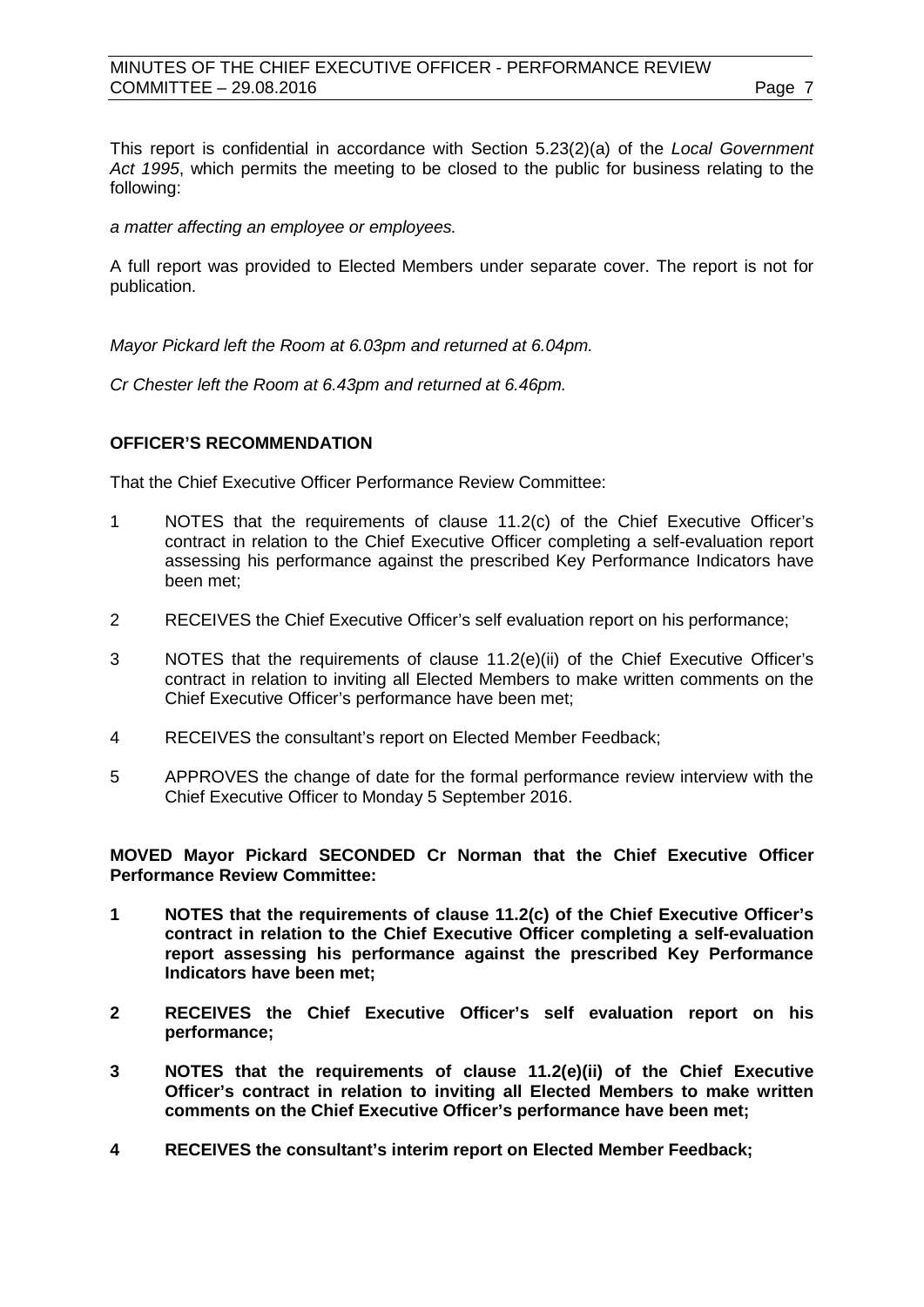This report is confidential in accordance with Section 5.23(2)(a) of the *Local Government Act 1995*, which permits the meeting to be closed to the public for business relating to the following:

*a matter affecting an employee or employees.*

A full report was provided to Elected Members under separate cover. The report is not for publication.

*Mayor Pickard left the Room at 6.03pm and returned at 6.04pm.*

*Cr Chester left the Room at 6.43pm and returned at 6.46pm.*

**OFFICER'S RECOMMENDATION**

That the Chief Executive Officer Performance Review Committee:

1 NOTES that the requirements of clause 11.2(c) of the Chief Executive Officer's contract in relation to the Chief Executive Officer completing a self-evaluation report assessing his performance against the prescribed Key Performance Indicators have been met;

2 RECEIVES the Chief Executive Officer's self evaluation report on his performance;

3 NOTES that the requirements of clause 11.2(e)(ii) of the Chief Executive Officer's contract in relation to inviting all Elected Members to make written comments on the Chief Executive Officer's performance have been met;

4 RECEIVES the consultant's report on Elected Member Feedback;

5 APPROVES the change of date for the formal performance review interview with the Chief Executive Officer to Monday 5 September 2016.

**MOVED Mayor Pickard SECONDED Cr Norman that the Chief Executive Officer Performance Review Committee:**

**1 NOTES that the requirements of clause 11.2(c) of the Chief Executive Officer's contract in relation to the Chief Executive Officer completing a self-evaluation report assessing his performance against the prescribed Key Performance Indicators have been met;**

**2 RECEIVES the Chief Executive Officer's self evaluation report on his performance;**

**3 NOTES that the requirements of clause 11.2(e)(ii) of the Chief Executive Officer's contract in relation to inviting all Elected Members to make written comments on the Chief Executive Officer's performance have been met;**

**4 RECEIVES the consultant's interim report on Elected Member Feedback;**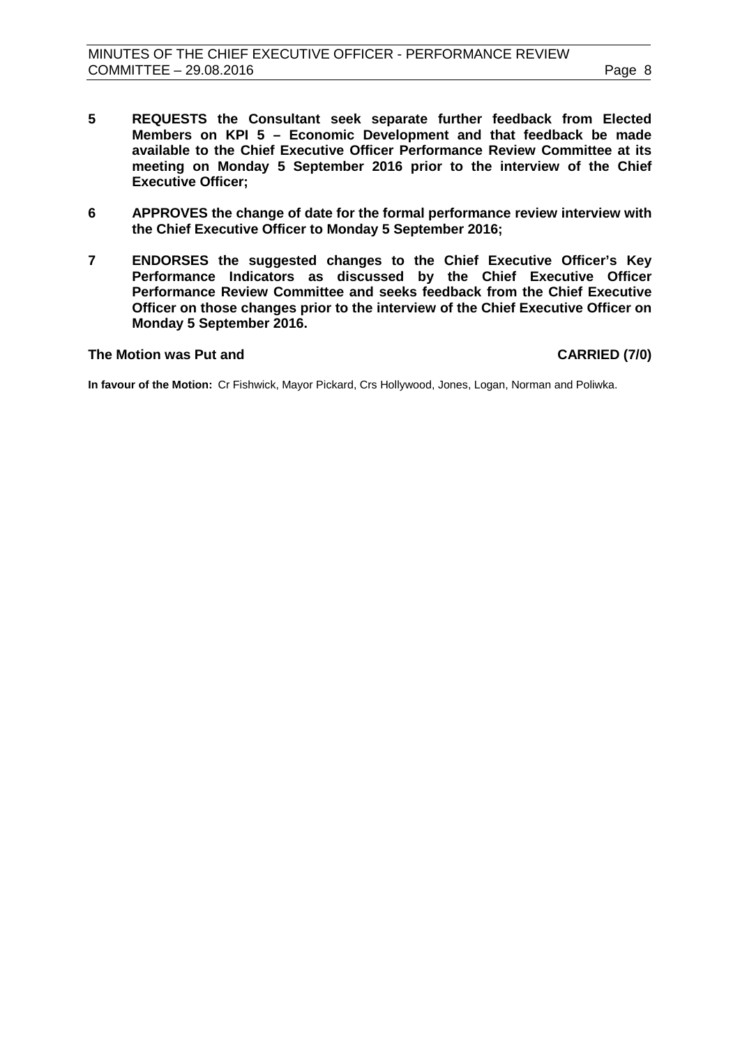**5 REQUESTS the Consultant seek separate further feedback from Elected Members on KPI 5 – Economic Development and that feedback be made available to the Chief Executive Officer Performance Review Committee at its meeting on Monday 5 September 2016 prior to the interview of the Chief Executive Officer;**

**6 APPROVES the change of date for the formal performance review interview with the Chief Executive Officer to Monday 5 September 2016;**

**7 ENDORSES the suggested changes to the Chief Executive Officer's Key Performance Indicators as discussed by the Chief Executive Officer Performance Review Committee and seeks feedback from the Chief Executive Officer on those changes prior to the interview of the Chief Executive Officer on Monday 5 September 2016.**

**The Motion was Put and CARRIED (7/0)**

**In favour of the Motion:** Cr Fishwick, Mayor Pickard, Crs Hollywood, Jones, Logan, Norman and Poliwka.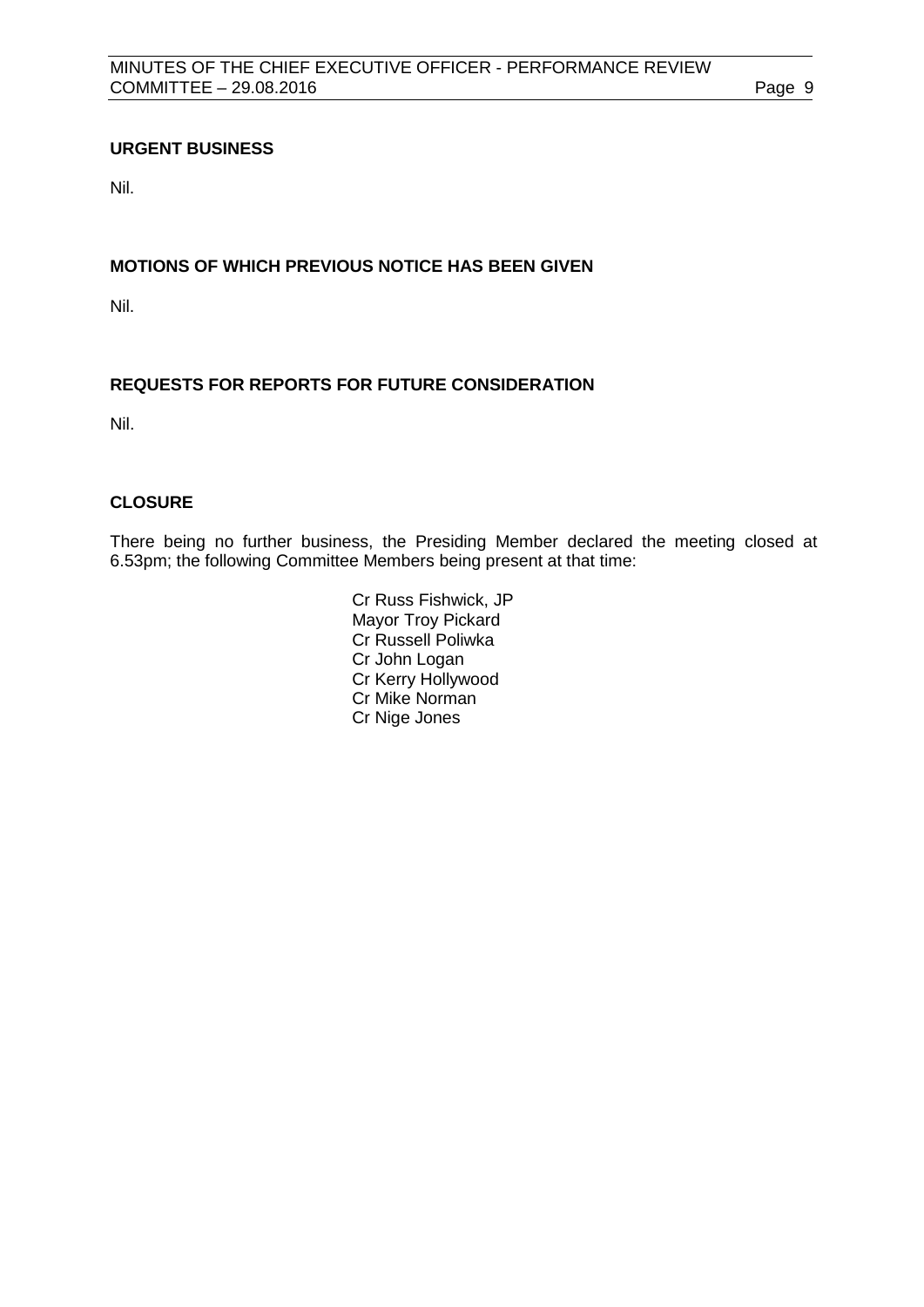## URGENT BUSINESS

Nil.

## MOTIONS OF WHICH PREVIOUS NOTICE HAS BEEN GIVEN

Nil.

## REQUESTS FOR REPORTS FOR FUTURE CONSIDERATION

Nil.

## CLOSURE

There being no further business, the Presiding Member declared the meeting closed at 6.53pm; the following Committee Members being present at that time:

Cr Russ Fishwick, JP  
Mayor Troy Pickard  
Cr Russell Poliwka  
Cr John Logan  
Cr Kerry Hollywood  
Cr Mike Norman  
Cr Nige Jones